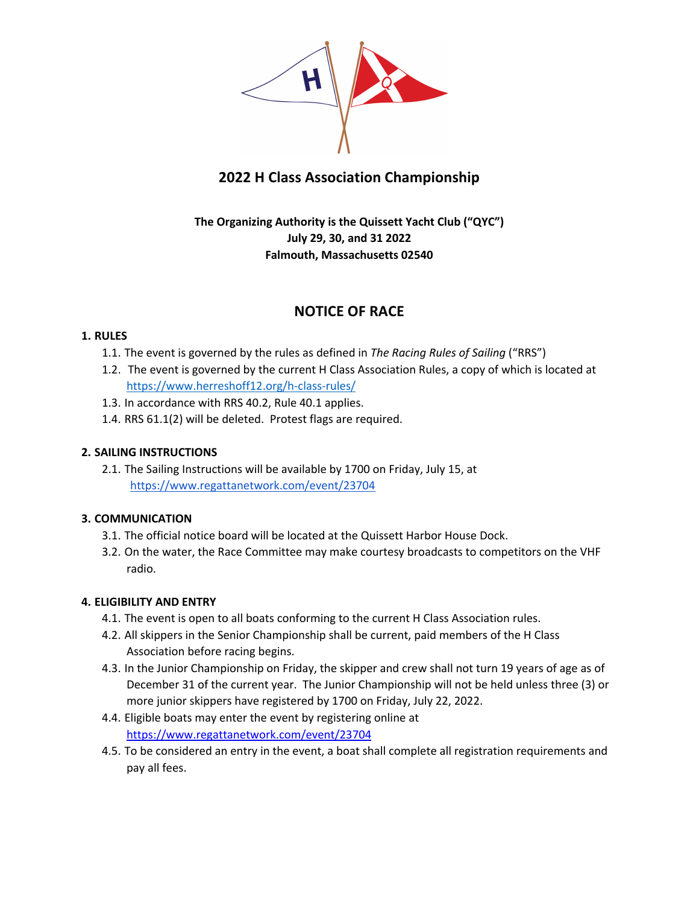# 2022 H Class Association Championship

**The Organizing Authority is the Quissett Yacht Club ("QYC")**
**July 29, 30, and 31 2022**
**Falmouth, Massachusetts 02540**

## NOTICE OF RACE

### 1. RULES

1.1. The event is governed by the rules as defined in *The Racing Rules of Sailing* ("RRS")

1.2. The event is governed by the current H Class Association Rules, a copy of which is located at https://www.herreshoff12.org/h-class-rules/

1.3. In accordance with RRS 40.2, Rule 40.1 applies.

1.4. RRS 61.1(2) will be deleted. Protest flags are required.

### 2. SAILING INSTRUCTIONS

2.1. The Sailing Instructions will be available by 1700 on Friday, July 15, at https://www.regattanetwork.com/event/23704

### 3. COMMUNICATION

3.1. The official notice board will be located at the Quissett Harbor House Dock.

3.2. On the water, the Race Committee may make courtesy broadcasts to competitors on the VHF radio.

### 4. ELIGIBILITY AND ENTRY

4.1. The event is open to all boats conforming to the current H Class Association rules.

4.2. All skippers in the Senior Championship shall be current, paid members of the H Class Association before racing begins.

4.3. In the Junior Championship on Friday, the skipper and crew shall not turn 19 years of age as of December 31 of the current year. The Junior Championship will not be held unless three (3) or more junior skippers have registered by 1700 on Friday, July 22, 2022.

4.4. Eligible boats may enter the event by registering online at https://www.regattanetwork.com/event/23704

4.5. To be considered an entry in the event, a boat shall complete all registration requirements and pay all fees.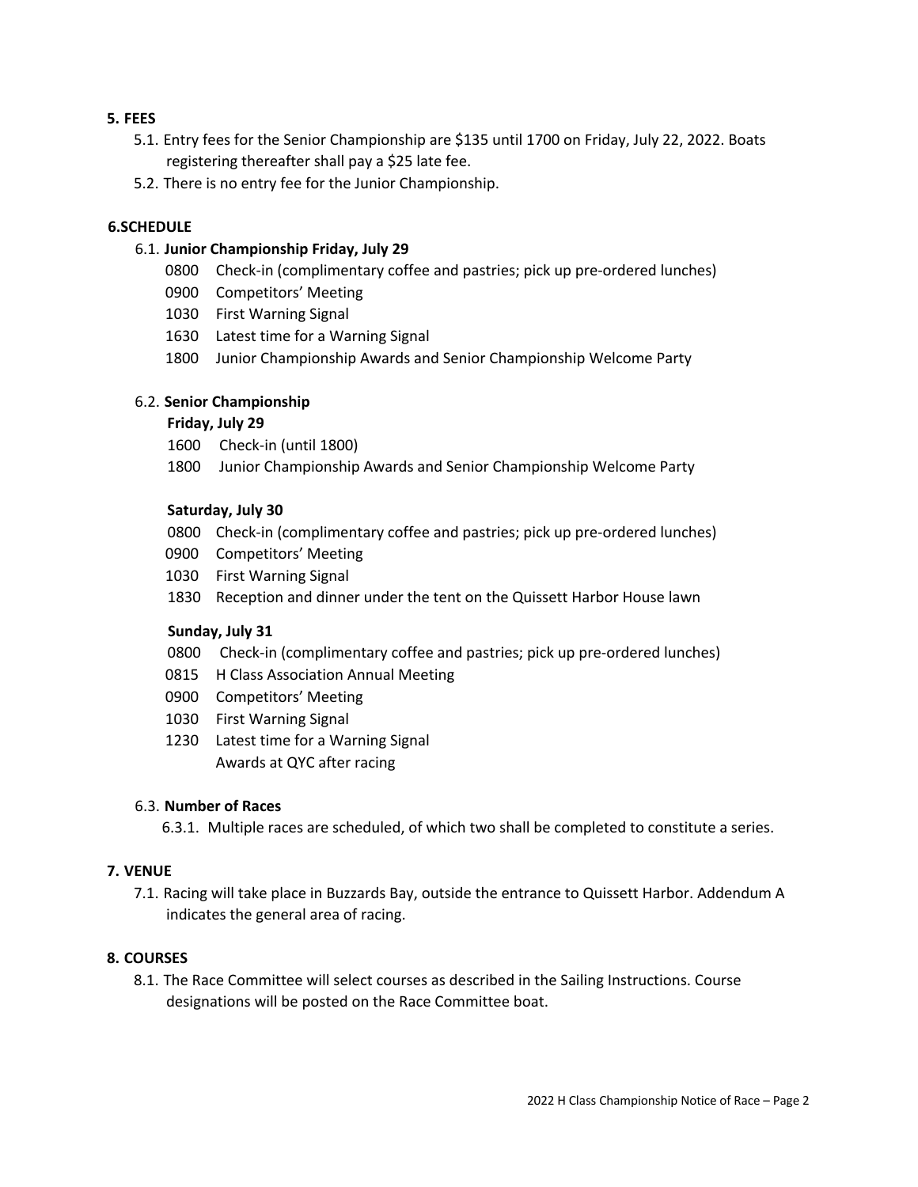## 5. FEES

5.1. Entry fees for the Senior Championship are $135 until 1700 on Friday, July 22, 2022. Boats registering thereafter shall pay a $25 late fee.

5.2. There is no entry fee for the Junior Championship.

## 6.SCHEDULE

6.1. **Junior Championship Friday, July 29**

0800 Check-in (complimentary coffee and pastries; pick up pre-ordered lunches)
0900 Competitors' Meeting
1030 First Warning Signal
1630 Latest time for a Warning Signal
1800 Junior Championship Awards and Senior Championship Welcome Party

6.2. **Senior Championship**

**Friday, July 29**

1600 Check-in (until 1800)
1800 Junior Championship Awards and Senior Championship Welcome Party

**Saturday, July 30**

0800 Check-in (complimentary coffee and pastries; pick up pre-ordered lunches)
0900 Competitors' Meeting
1030 First Warning Signal
1830 Reception and dinner under the tent on the Quissett Harbor House lawn

**Sunday, July 31**

0800 Check-in (complimentary coffee and pastries; pick up pre-ordered lunches)
0815 H Class Association Annual Meeting
0900 Competitors' Meeting
1030 First Warning Signal
1230 Latest time for a Warning Signal
Awards at QYC after racing

6.3. **Number of Races**

6.3.1. Multiple races are scheduled, of which two shall be completed to constitute a series.

## 7. VENUE

7.1. Racing will take place in Buzzards Bay, outside the entrance to Quissett Harbor. Addendum A indicates the general area of racing.

## 8. COURSES

8.1. The Race Committee will select courses as described in the Sailing Instructions. Course designations will be posted on the Race Committee boat.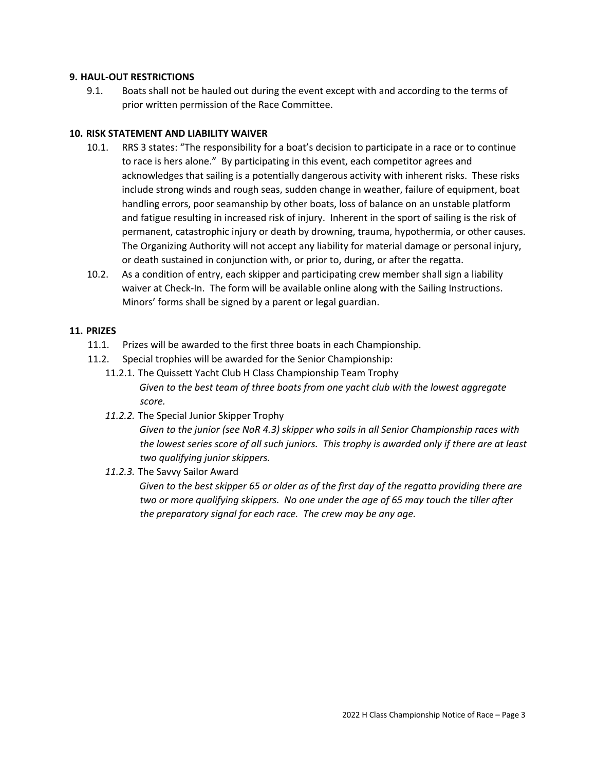**9. HAUL-OUT RESTRICTIONS**

9.1. Boats shall not be hauled out during the event except with and according to the terms of prior written permission of the Race Committee.

**10. RISK STATEMENT AND LIABILITY WAIVER**

10.1. RRS 3 states: "The responsibility for a boat's decision to participate in a race or to continue to race is hers alone." By participating in this event, each competitor agrees and acknowledges that sailing is a potentially dangerous activity with inherent risks. These risks include strong winds and rough seas, sudden change in weather, failure of equipment, boat handling errors, poor seamanship by other boats, loss of balance on an unstable platform and fatigue resulting in increased risk of injury. Inherent in the sport of sailing is the risk of permanent, catastrophic injury or death by drowning, trauma, hypothermia, or other causes. The Organizing Authority will not accept any liability for material damage or personal injury, or death sustained in conjunction with, or prior to, during, or after the regatta.

10.2. As a condition of entry, each skipper and participating crew member shall sign a liability waiver at Check-In. The form will be available online along with the Sailing Instructions. Minors' forms shall be signed by a parent or legal guardian.

**11. PRIZES**

11.1. Prizes will be awarded to the first three boats in each Championship.

11.2. Special trophies will be awarded for the Senior Championship:

11.2.1. The Quissett Yacht Club H Class Championship Team Trophy

*Given to the best team of three boats from one yacht club with the lowest aggregate score.*

*11.2.2.* The Special Junior Skipper Trophy

*Given to the junior (see NoR 4.3) skipper who sails in all Senior Championship races with the lowest series score of all such juniors. This trophy is awarded only if there are at least two qualifying junior skippers.*

*11.2.3.* The Savvy Sailor Award

*Given to the best skipper 65 or older as of the first day of the regatta providing there are two or more qualifying skippers. No one under the age of 65 may touch the tiller after the preparatory signal for each race. The crew may be any age.*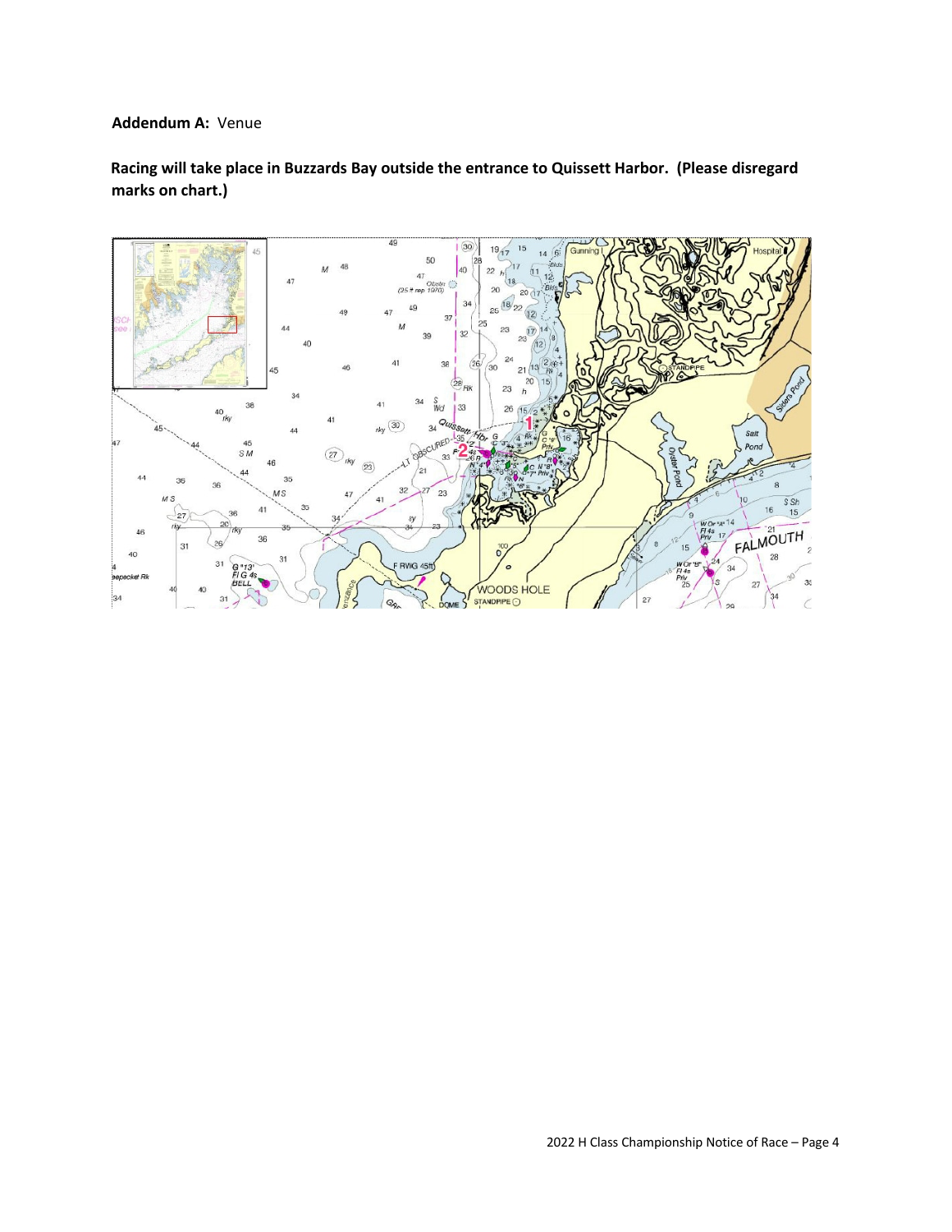**Addendum A:** Venue

**Racing will take place in Buzzards Bay outside the entrance to Quissett Harbor. (Please disregard marks on chart.)**